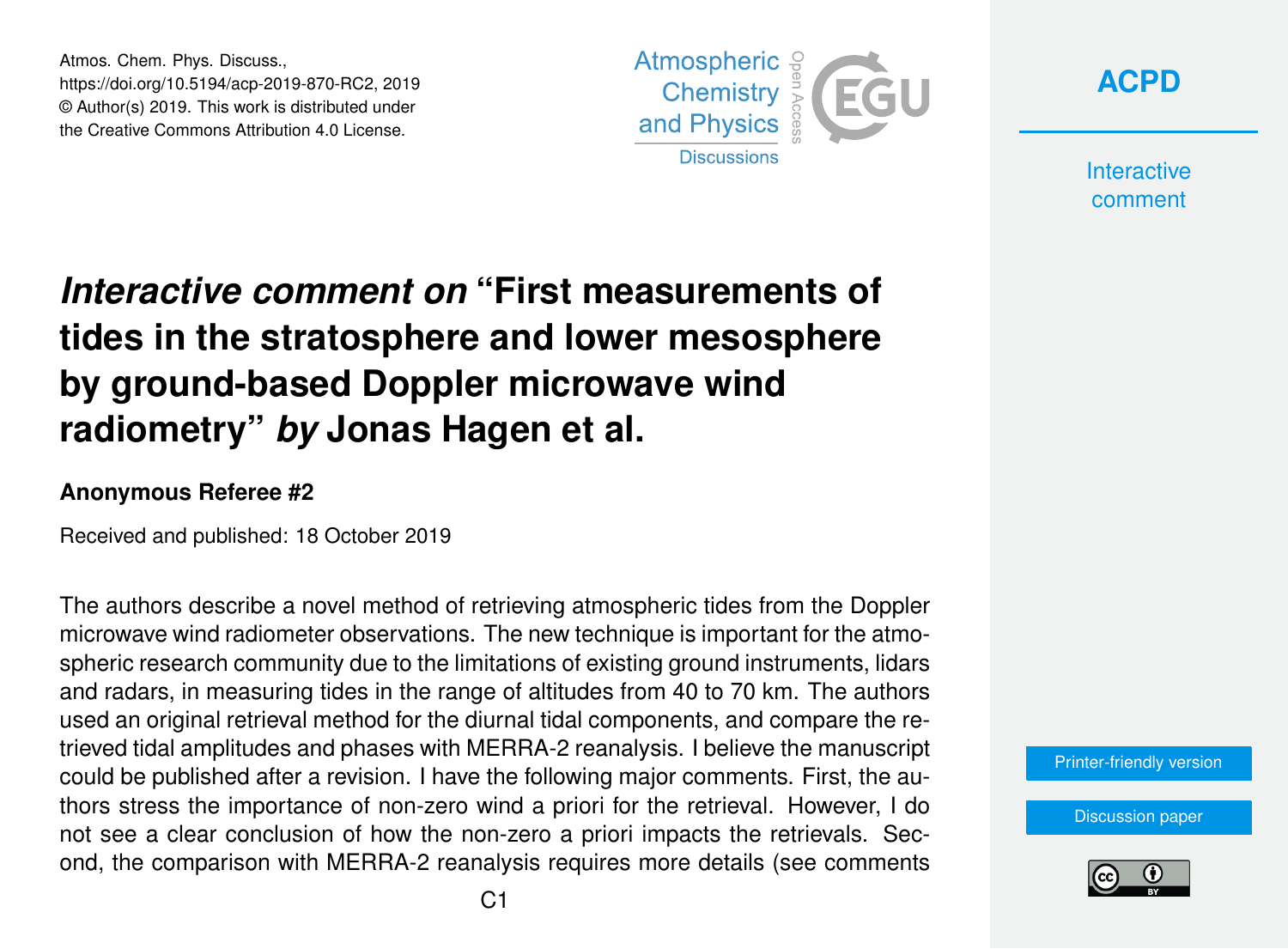# *Interactive comment on* "First measurements of tides in the stratosphere and lower mesosphere by ground-based Doppler microwave wind radiometry" *by* Jonas Hagen et al.

**Anonymous Referee #2**

Received and published: 18 October 2019

The authors describe a novel method of retrieving atmospheric tides from the Doppler microwave wind radiometer observations. The new technique is important for the atmospheric research community due to the limitations of existing ground instruments, lidars and radars, in measuring tides in the range of altitudes from 40 to 70 km. The authors used an original retrieval method for the diurnal tidal components, and compare the retrieved tidal amplitudes and phases with MERRA-2 reanalysis. I believe the manuscript could be published after a revision. I have the following major comments. First, the authors stress the importance of non-zero wind a priori for the retrieval. However, I do not see a clear conclusion of how the non-zero a priori impacts the retrievals. Second, the comparison with MERRA-2 reanalysis requires more details (see comments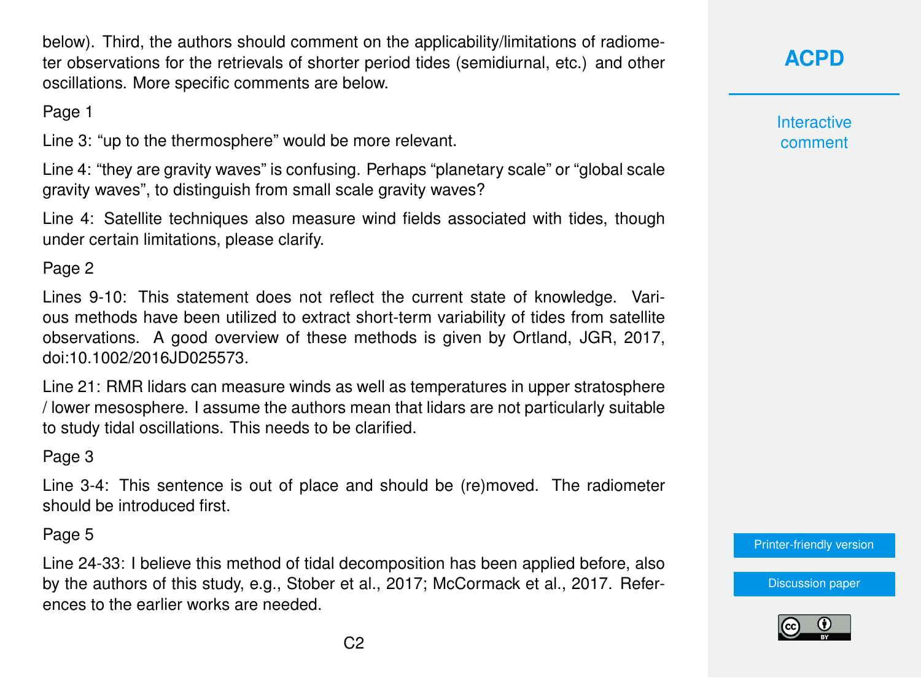below). Third, the authors should comment on the applicability/limitations of radiometer observations for the retrievals of shorter period tides (semidiurnal, etc.) and other oscillations. More specific comments are below.

Page 1

Line 3: “up to the thermosphere” would be more relevant.

Line 4: “they are gravity waves” is confusing. Perhaps “planetary scale” or “global scale gravity waves”, to distinguish from small scale gravity waves?

Line 4: Satellite techniques also measure wind fields associated with tides, though under certain limitations, please clarify.

Page 2

Lines 9-10: This statement does not reflect the current state of knowledge. Various methods have been utilized to extract short-term variability of tides from satellite observations. A good overview of these methods is given by Ortland, JGR, 2017, doi:10.1002/2016JD025573.

Line 21: RMR lidars can measure winds as well as temperatures in upper stratosphere / lower mesosphere. I assume the authors mean that lidars are not particularly suitable to study tidal oscillations. This needs to be clarified.

Page 3

Line 3-4: This sentence is out of place and should be (re)moved. The radiometer should be introduced first.

Page 5

Line 24-33: I believe this method of tidal decomposition has been applied before, also by the authors of this study, e.g., Stober et al., 2017; McCormack et al., 2017. References to the earlier works are needed.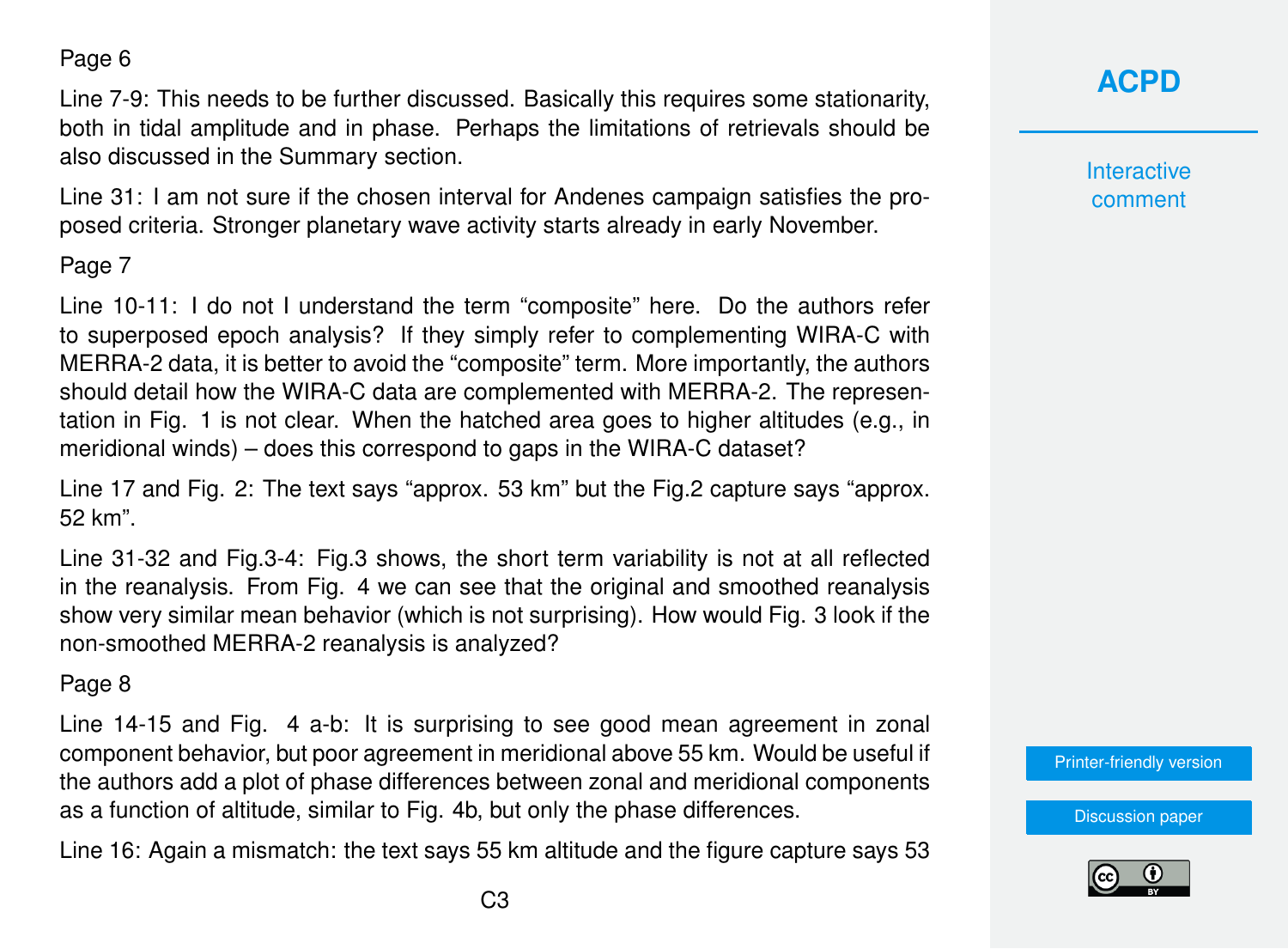Page 6

Line 7-9: This needs to be further discussed. Basically this requires some stationarity, both in tidal amplitude and in phase. Perhaps the limitations of retrievals should be also discussed in the Summary section.

Line 31: I am not sure if the chosen interval for Andenes campaign satisfies the proposed criteria. Stronger planetary wave activity starts already in early November.

Page 7

Line 10-11: I do not I understand the term "composite" here. Do the authors refer to superposed epoch analysis? If they simply refer to complementing WIRA-C with MERRA-2 data, it is better to avoid the "composite" term. More importantly, the authors should detail how the WIRA-C data are complemented with MERRA-2. The representation in Fig. 1 is not clear. When the hatched area goes to higher altitudes (e.g., in meridional winds) – does this correspond to gaps in the WIRA-C dataset?

Line 17 and Fig. 2: The text says "approx. 53 km" but the Fig.2 capture says "approx. 52 km".

Line 31-32 and Fig.3-4: Fig.3 shows, the short term variability is not at all reflected in the reanalysis. From Fig. 4 we can see that the original and smoothed reanalysis show very similar mean behavior (which is not surprising). How would Fig. 3 look if the non-smoothed MERRA-2 reanalysis is analyzed?

Page 8

Line 14-15 and Fig. 4 a-b: It is surprising to see good mean agreement in zonal component behavior, but poor agreement in meridional above 55 km. Would be useful if the authors add a plot of phase differences between zonal and meridional components as a function of altitude, similar to Fig. 4b, but only the phase differences.

Line 16: Again a mismatch: the text says 55 km altitude and the figure capture says 53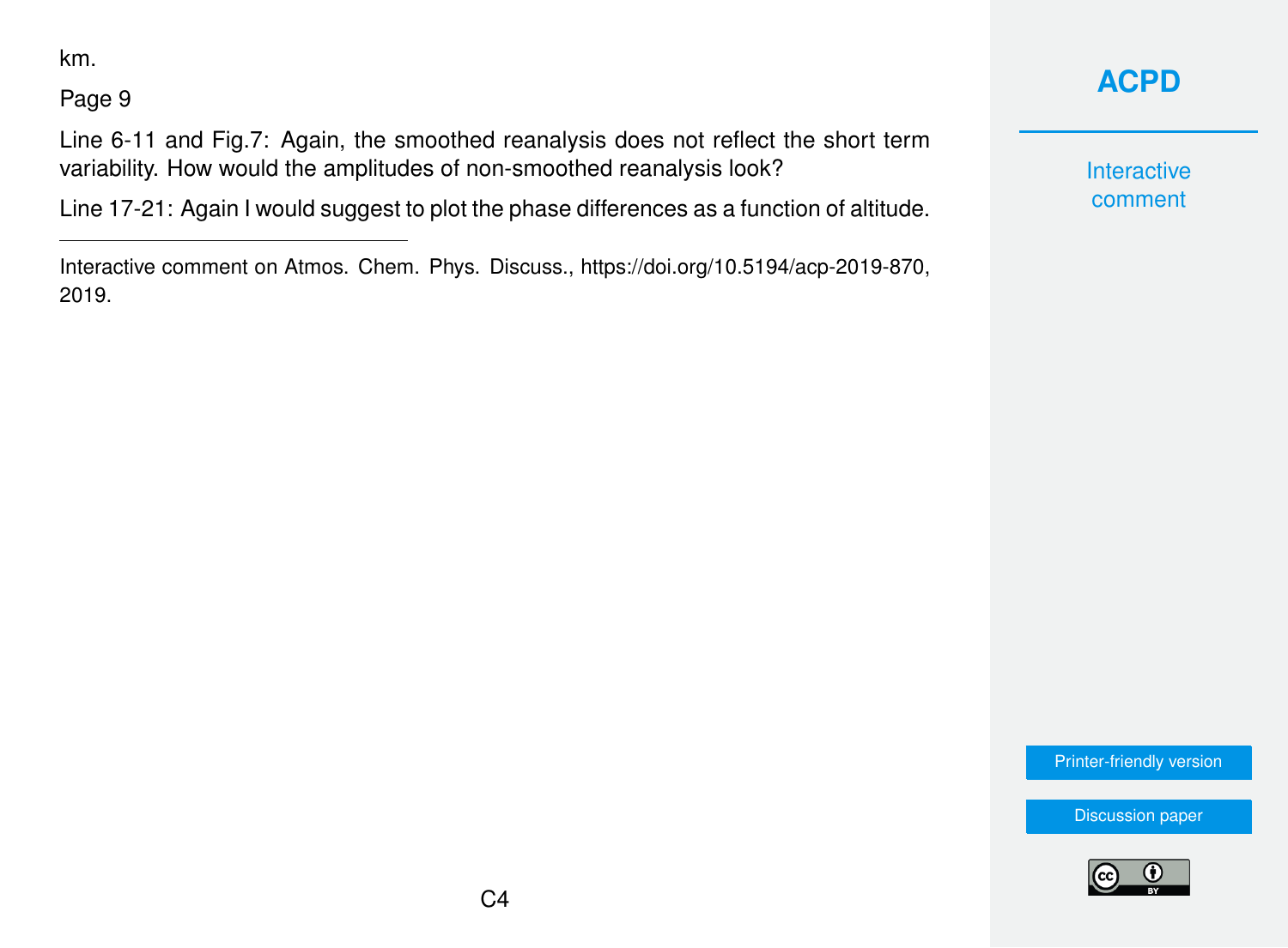km.

Page 9

Line 6-11 and Fig.7: Again, the smoothed reanalysis does not reflect the short term variability. How would the amplitudes of non-smoothed reanalysis look?

Line 17-21: Again I would suggest to plot the phase differences as a function of altitude.

---

Interactive comment on Atmos. Chem. Phys. Discuss., https://doi.org/10.5194/acp-2019-870, 2019.